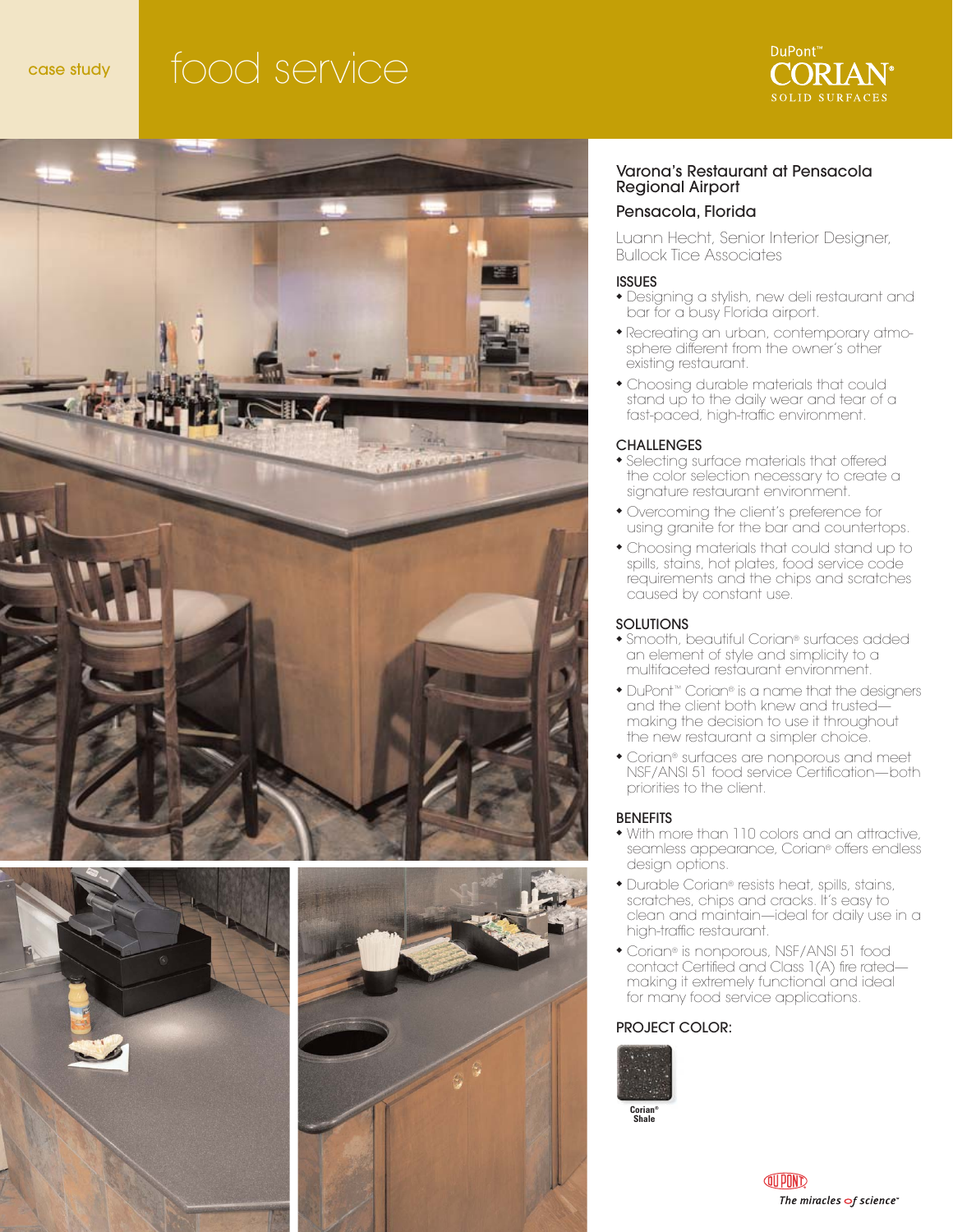case study

# food service

DuPont™ CORIAN® SOLID SURFACES

## Varona's Restaurant at Pensacola Regional Airport

### Pensacola, Florida

Luann Hecht, Senior Interior Designer, Bullock Tice Associates

### ISSUES

- Designing a stylish, new deli restaurant and bar for a busy Florida airport.
- Recreating an urban, contemporary atmosphere different from the owner's other existing restaurant.
- Choosing durable materials that could stand up to the daily wear and tear of a fast-paced, high-traffic environment.

### CHALLENGES

- Selecting surface materials that offered the color selection necessary to create a signature restaurant environment.
- Overcoming the client's preference for using granite for the bar and countertops.
- Choosing materials that could stand up to spills, stains, hot plates, food service code requirements and the chips and scratches caused by constant use.

### SOLUTIONS

- Smooth, beautiful Corian® surfaces added an element of style and simplicity to a multifaceted restaurant environment.
- DuPont™ Corian® is a name that the designers and the client both knew and trusted—making the decision to use it throughout the new restaurant a simpler choice.
- Corian® surfaces are nonporous and meet NSF/ANSI 51 food service Certification—both priorities to the client.

### BENEFITS

- With more than 110 colors and an attractive, seamless appearance, Corian® offers endless design options.
- Durable Corian® resists heat, spills, stains, scratches, chips and cracks. It's easy to clean and maintain—ideal for daily use in a high-traffic restaurant.
- Corian® is nonporous, NSF/ANSI 51 food contact Certified and Class 1(A) fire rated—making it extremely functional and ideal for many food service applications.

### PROJECT COLOR:

Corian® Shale

DuPont — The miracles of science™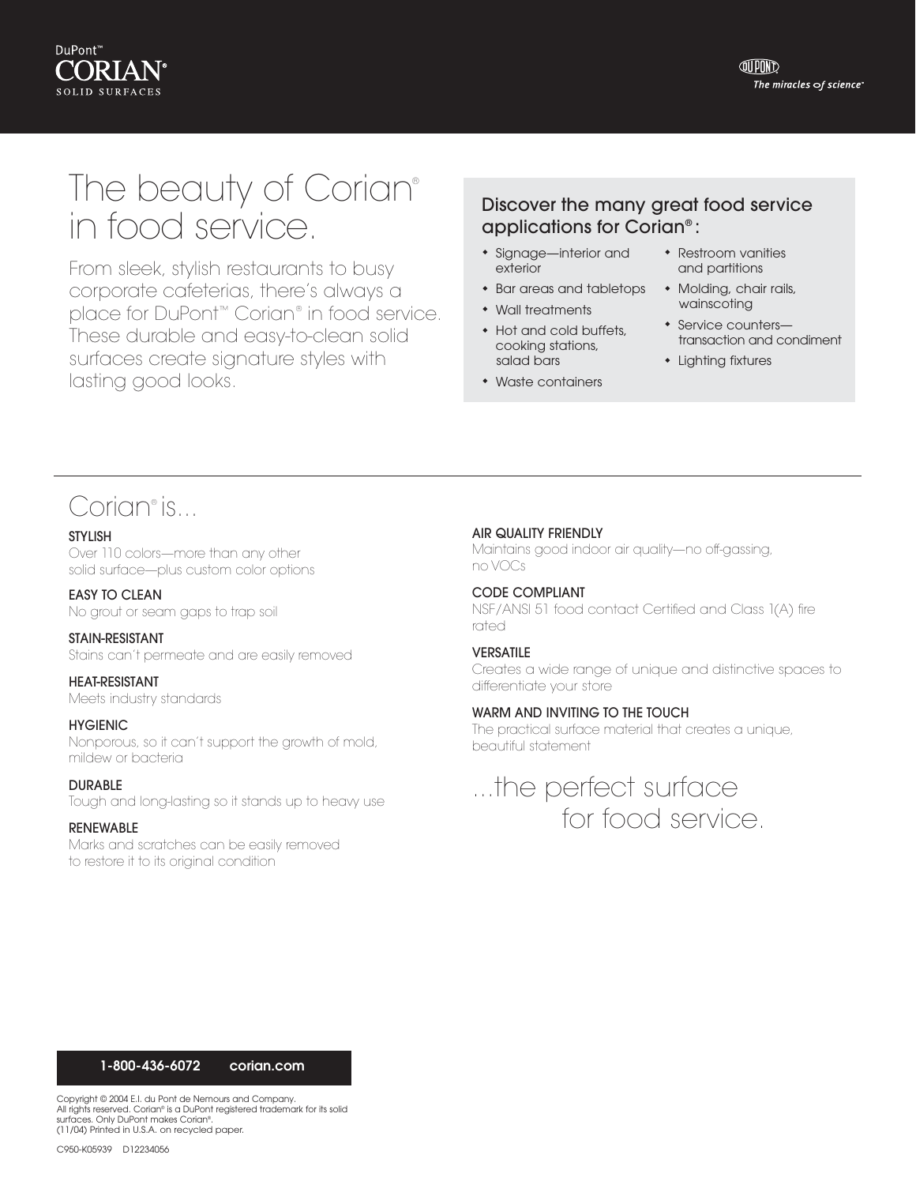DuPont™ CORIAN® SOLID SURFACES

The miracles of science™

# The beauty of Corian® in food service.

From sleek, stylish restaurants to busy corporate cafeterias, there's always a place for DuPont™ Corian® in food service. These durable and easy-to-clean solid surfaces create signature styles with lasting good looks.

## Discover the many great food service applications for Corian®:

- Signage—interior and exterior
- Bar areas and tabletops
- Wall treatments
- Hot and cold buffets, cooking stations, salad bars
- Waste containers
- Restroom vanities and partitions
- Molding, chair rails, wainscoting
- Service counters—transaction and condiment
- Lighting fixtures

## Corian® is...

**STYLISH**
Over 110 colors—more than any other solid surface—plus custom color options

**EASY TO CLEAN**
No grout or seam gaps to trap soil

**STAIN-RESISTANT**
Stains can't permeate and are easily removed

**HEAT-RESISTANT**
Meets industry standards

**HYGIENIC**
Nonporous, so it can't support the growth of mold, mildew or bacteria

**DURABLE**
Tough and long-lasting so it stands up to heavy use

**RENEWABLE**
Marks and scratches can be easily removed to restore it to its original condition

**AIR QUALITY FRIENDLY**
Maintains good indoor air quality—no off-gassing, no VOCs

**CODE COMPLIANT**
NSF/ANSI 51 food contact Certified and Class 1(A) fire rated

**VERSATILE**
Creates a wide range of unique and distinctive spaces to differentiate your store

**WARM AND INVITING TO THE TOUCH**
The practical surface material that creates a unique, beautiful statement

...the perfect surface for food service.

**1-800-436-6072 corian.com**

Copyright © 2004 E.I. du Pont de Nemours and Company.
All rights reserved. Corian® is a DuPont registered trademark for its solid surfaces. Only DuPont makes Corian®.
(11/04) Printed in U.S.A. on recycled paper.

C950-K05939 D12234056